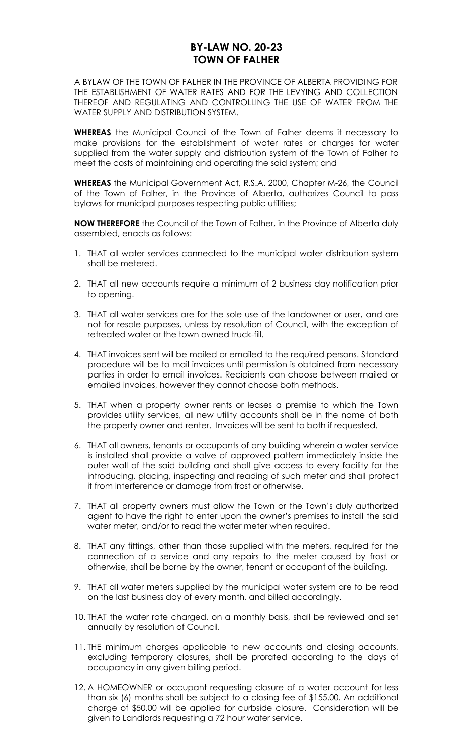# BY-LAW NO. 20-23
# TOWN OF FALHER

A BYLAW OF THE TOWN OF FALHER IN THE PROVINCE OF ALBERTA PROVIDING FOR THE ESTABLISHMENT OF WATER RATES AND FOR THE LEVYING AND COLLECTION THEREOF AND REGULATING AND CONTROLLING THE USE OF WATER FROM THE WATER SUPPLY AND DISTRIBUTION SYSTEM.

**WHEREAS** the Municipal Council of the Town of Falher deems it necessary to make provisions for the establishment of water rates or charges for water supplied from the water supply and distribution system of the Town of Falher to meet the costs of maintaining and operating the said system; and

**WHEREAS** the Municipal Government Act, R.S.A. 2000, Chapter M-26, the Council of the Town of Falher, in the Province of Alberta, authorizes Council to pass bylaws for municipal purposes respecting public utilities;

**NOW THEREFORE** the Council of the Town of Falher, in the Province of Alberta duly assembled, enacts as follows:

1. THAT all water services connected to the municipal water distribution system shall be metered.
2. THAT all new accounts require a minimum of 2 business day notification prior to opening.
3. THAT all water services are for the sole use of the landowner or user, and are not for resale purposes, unless by resolution of Council, with the exception of retreated water or the town owned truck-fill.
4. THAT invoices sent will be mailed or emailed to the required persons. Standard procedure will be to mail invoices until permission is obtained from necessary parties in order to email invoices. Recipients can choose between mailed or emailed invoices, however they cannot choose both methods.
5. THAT when a property owner rents or leases a premise to which the Town provides utility services, all new utility accounts shall be in the name of both the property owner and renter. Invoices will be sent to both if requested.
6. THAT all owners, tenants or occupants of any building wherein a water service is installed shall provide a valve of approved pattern immediately inside the outer wall of the said building and shall give access to every facility for the introducing, placing, inspecting and reading of such meter and shall protect it from interference or damage from frost or otherwise.
7. THAT all property owners must allow the Town or the Town's duly authorized agent to have the right to enter upon the owner's premises to install the said water meter, and/or to read the water meter when required.
8. THAT any fittings, other than those supplied with the meters, required for the connection of a service and any repairs to the meter caused by frost or otherwise, shall be borne by the owner, tenant or occupant of the building.
9. THAT all water meters supplied by the municipal water system are to be read on the last business day of every month, and billed accordingly.
10. THAT the water rate charged, on a monthly basis, shall be reviewed and set annually by resolution of Council.
11. THE minimum charges applicable to new accounts and closing accounts, excluding temporary closures, shall be prorated according to the days of occupancy in any given billing period.
12. A HOMEOWNER or occupant requesting closure of a water account for less than six (6) months shall be subject to a closing fee of $155.00. An additional charge of $50.00 will be applied for curbside closure. Consideration will be given to Landlords requesting a 72 hour water service.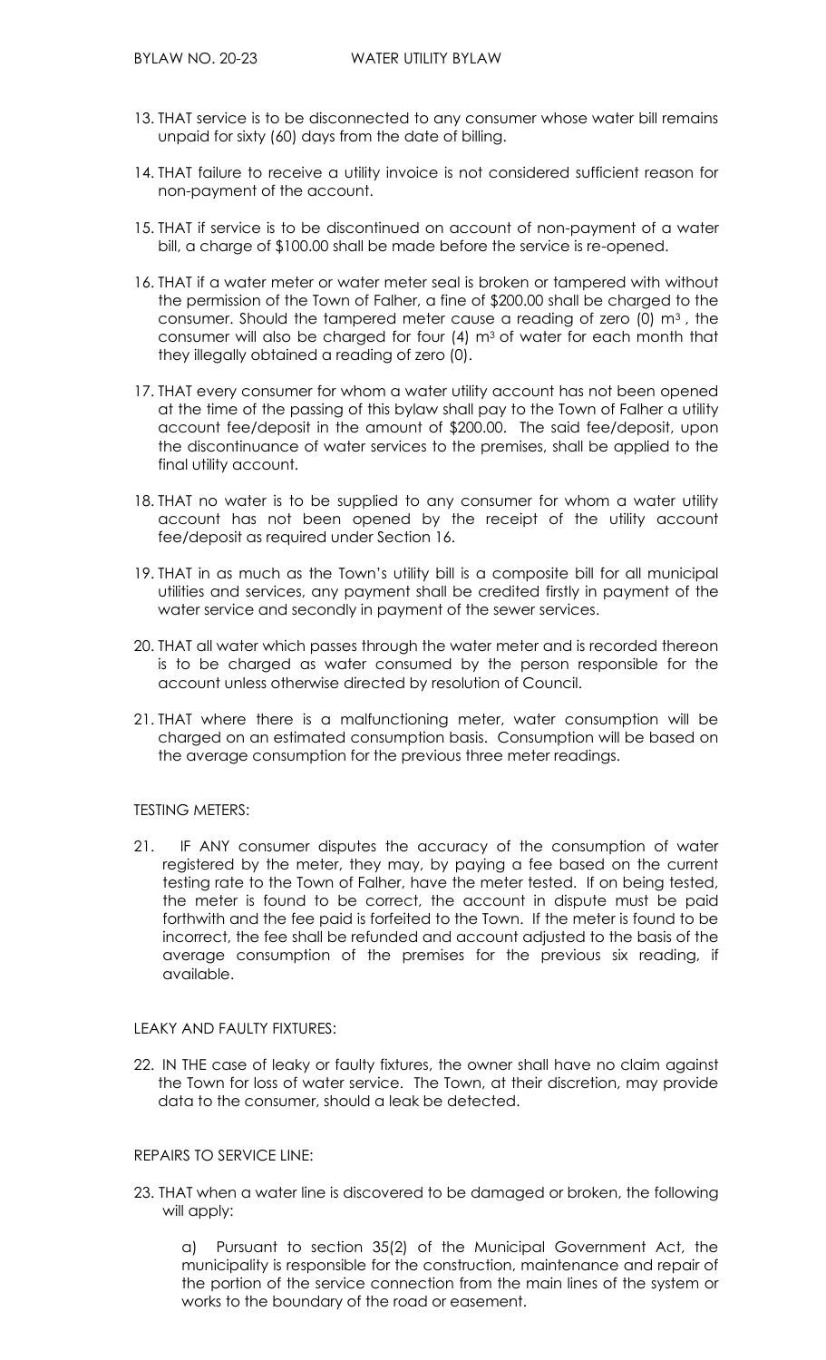13. THAT service is to be disconnected to any consumer whose water bill remains unpaid for sixty (60) days from the date of billing.

14. THAT failure to receive a utility invoice is not considered sufficient reason for non-payment of the account.

15. THAT if service is to be discontinued on account of non-payment of a water bill, a charge of $100.00 shall be made before the service is re-opened.

16. THAT if a water meter or water meter seal is broken or tampered with without the permission of the Town of Falher, a fine of $200.00 shall be charged to the consumer. Should the tampered meter cause a reading of zero (0) $m^3$, the consumer will also be charged for four (4) $m^3$ of water for each month that they illegally obtained a reading of zero (0).

17. THAT every consumer for whom a water utility account has not been opened at the time of the passing of this bylaw shall pay to the Town of Falher a utility account fee/deposit in the amount of $200.00. The said fee/deposit, upon the discontinuance of water services to the premises, shall be applied to the final utility account.

18. THAT no water is to be supplied to any consumer for whom a water utility account has not been opened by the receipt of the utility account fee/deposit as required under Section 16.

19. THAT in as much as the Town's utility bill is a composite bill for all municipal utilities and services, any payment shall be credited firstly in payment of the water service and secondly in payment of the sewer services.

20. THAT all water which passes through the water meter and is recorded thereon is to be charged as water consumed by the person responsible for the account unless otherwise directed by resolution of Council.

21. THAT where there is a malfunctioning meter, water consumption will be charged on an estimated consumption basis. Consumption will be based on the average consumption for the previous three meter readings.

TESTING METERS:

21. IF ANY consumer disputes the accuracy of the consumption of water registered by the meter, they may, by paying a fee based on the current testing rate to the Town of Falher, have the meter tested. If on being tested, the meter is found to be correct, the account in dispute must be paid forthwith and the fee paid is forfeited to the Town. If the meter is found to be incorrect, the fee shall be refunded and account adjusted to the basis of the average consumption of the premises for the previous six reading, if available.

LEAKY AND FAULTY FIXTURES:

22. IN THE case of leaky or faulty fixtures, the owner shall have no claim against the Town for loss of water service. The Town, at their discretion, may provide data to the consumer, should a leak be detected.

REPAIRS TO SERVICE LINE:

23. THAT when a water line is discovered to be damaged or broken, the following will apply:

    a) Pursuant to section 35(2) of the Municipal Government Act, the municipality is responsible for the construction, maintenance and repair of the portion of the service connection from the main lines of the system or works to the boundary of the road or easement.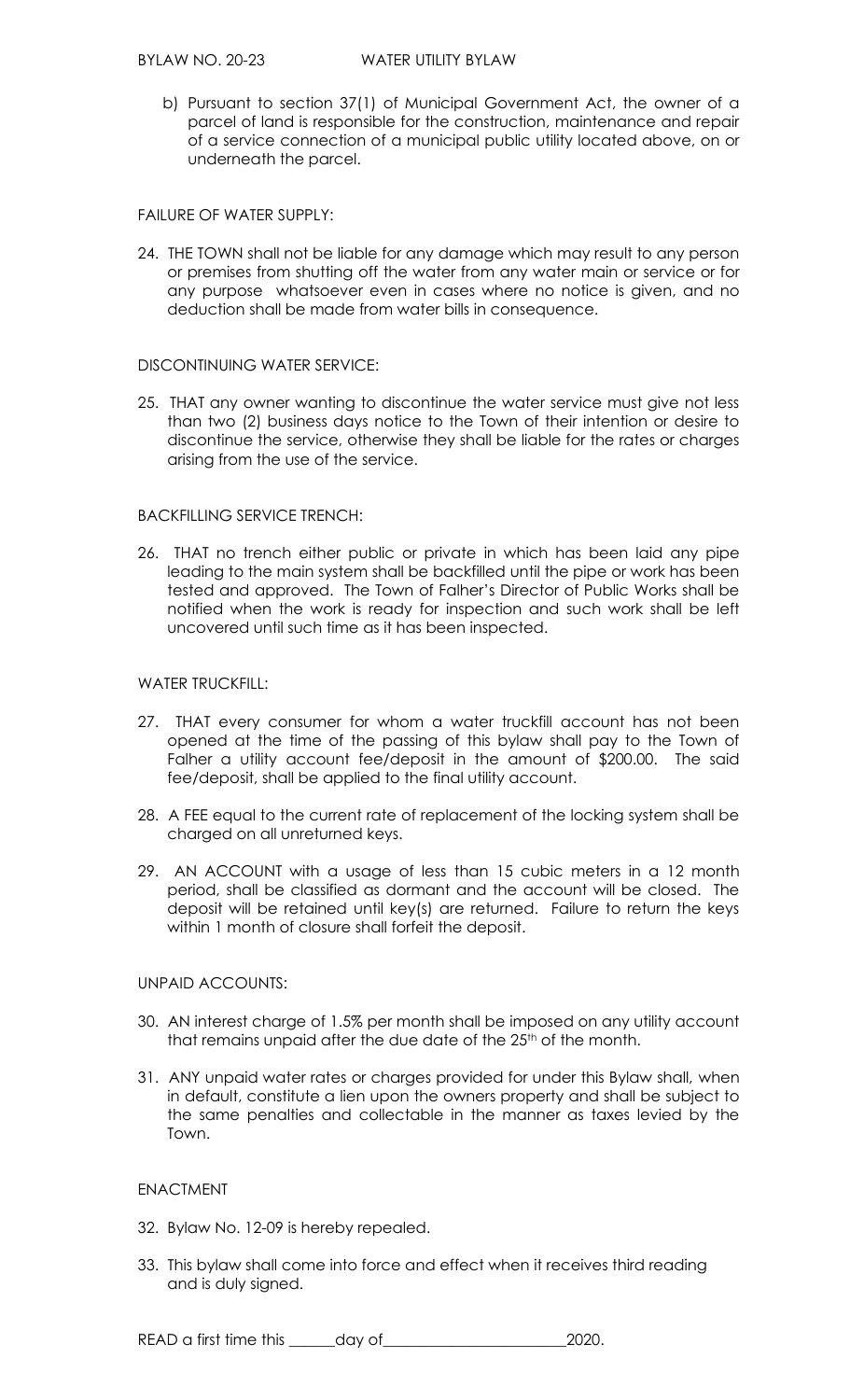b) Pursuant to section 37(1) of Municipal Government Act, the owner of a parcel of land is responsible for the construction, maintenance and repair of a service connection of a municipal public utility located above, on or underneath the parcel.

FAILURE OF WATER SUPPLY:

24. THE TOWN shall not be liable for any damage which may result to any person or premises from shutting off the water from any water main or service or for any purpose whatsoever even in cases where no notice is given, and no deduction shall be made from water bills in consequence.

DISCONTINUING WATER SERVICE:

25. THAT any owner wanting to discontinue the water service must give not less than two (2) business days notice to the Town of their intention or desire to discontinue the service, otherwise they shall be liable for the rates or charges arising from the use of the service.

BACKFILLING SERVICE TRENCH:

26. THAT no trench either public or private in which has been laid any pipe leading to the main system shall be backfilled until the pipe or work has been tested and approved. The Town of Falher's Director of Public Works shall be notified when the work is ready for inspection and such work shall be left uncovered until such time as it has been inspected.

WATER TRUCKFILL:

27. THAT every consumer for whom a water truckfill account has not been opened at the time of the passing of this bylaw shall pay to the Town of Falher a utility account fee/deposit in the amount of $200.00. The said fee/deposit, shall be applied to the final utility account.

28. A FEE equal to the current rate of replacement of the locking system shall be charged on all unreturned keys.

29. AN ACCOUNT with a usage of less than 15 cubic meters in a 12 month period, shall be classified as dormant and the account will be closed. The deposit will be retained until key(s) are returned. Failure to return the keys within 1 month of closure shall forfeit the deposit.

UNPAID ACCOUNTS:

30. AN interest charge of 1.5% per month shall be imposed on any utility account that remains unpaid after the due date of the 25th of the month.

31. ANY unpaid water rates or charges provided for under this Bylaw shall, when in default, constitute a lien upon the owners property and shall be subject to the same penalties and collectable in the manner as taxes levied by the Town.

ENACTMENT

32. Bylaw No. 12-09 is hereby repealed.

33. This bylaw shall come into force and effect when it receives third reading and is duly signed.

READ a first time this ______day of________________________2020.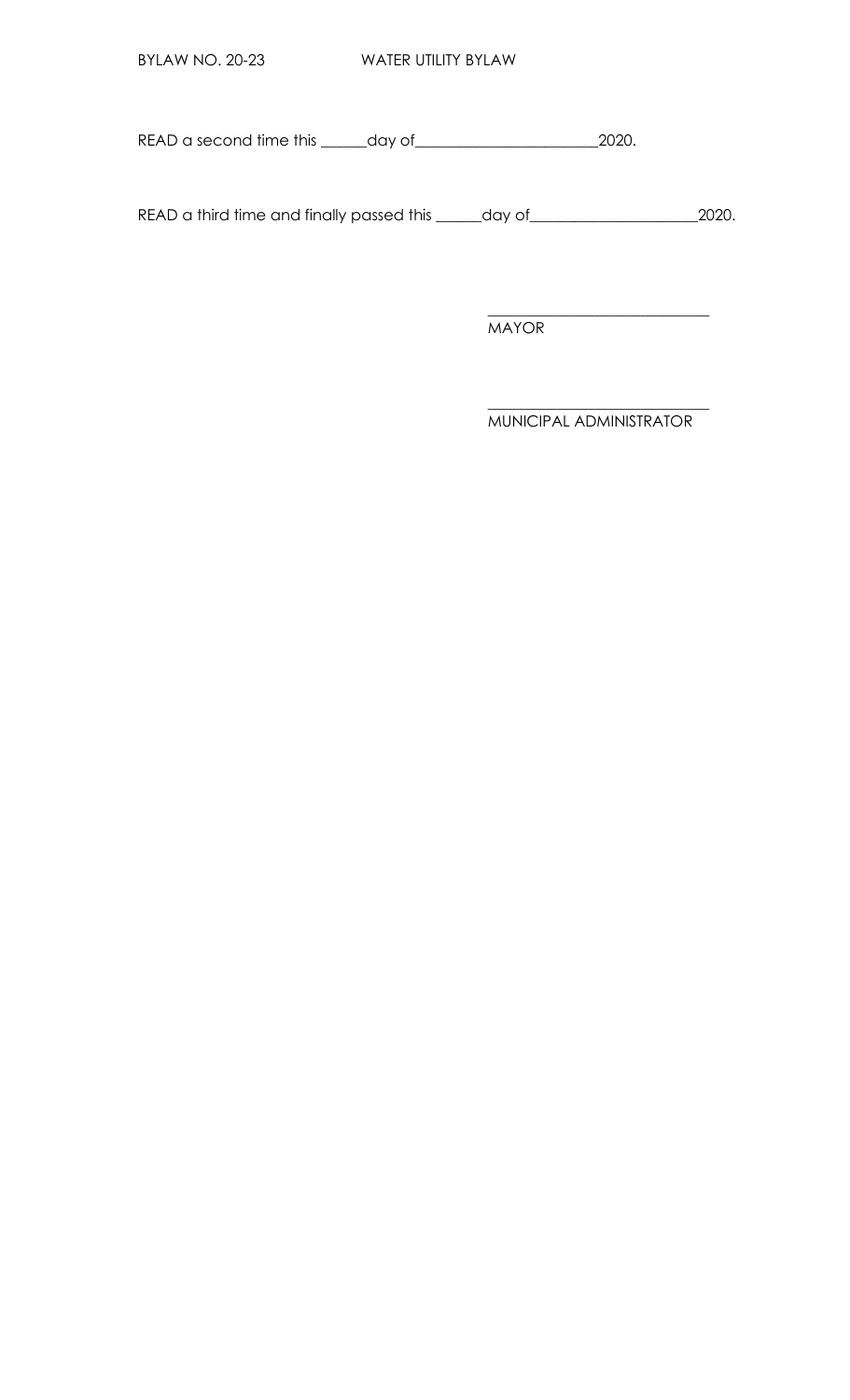READ a second time this ______day of________________________2020.

READ a third time and finally passed this ______day of______________________2020.

_____________________________
MAYOR

_____________________________
MUNICIPAL ADMINISTRATOR